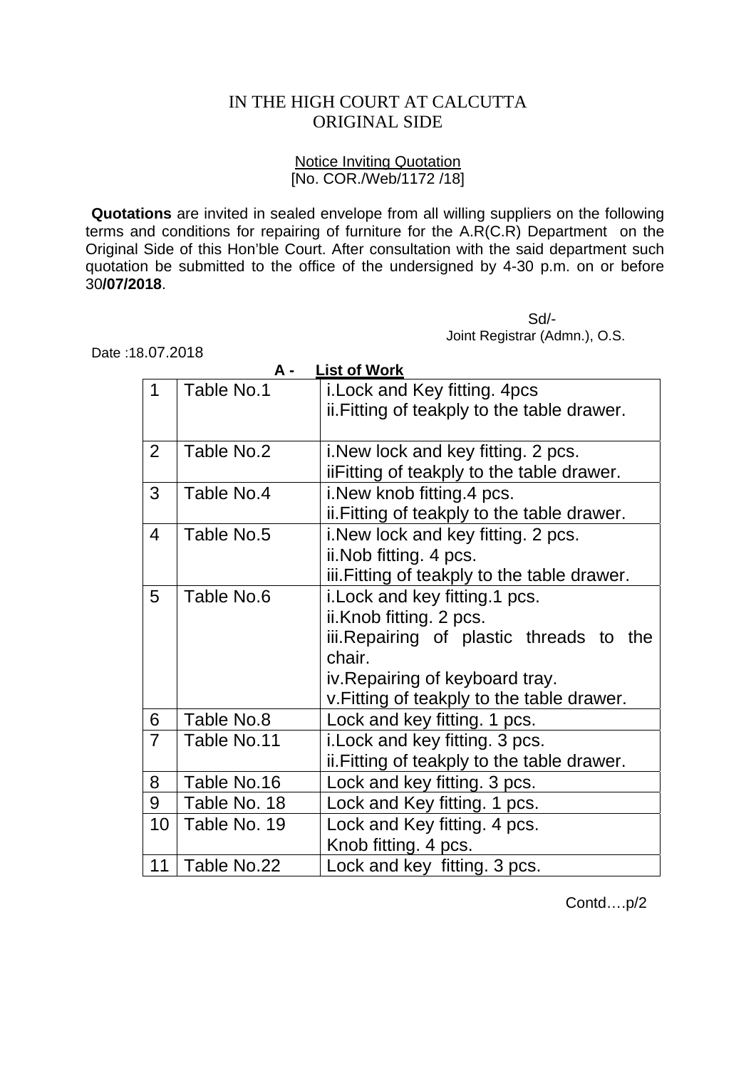# IN THE HIGH COURT AT CALCUTTA
## ORIGINAL SIDE

Notice Inviting Quotation
[No. COR./Web/1172 /18]

**Quotations** are invited in sealed envelope from all willing suppliers on the following terms and conditions for repairing of furniture for the A.R(C.R) Department on the Original Side of this Hon'ble Court. After consultation with the said department such quotation be submitted to the office of the undersigned by 4-30 p.m. on or before 30**/07/2018**.

Sd/-
Joint Registrar (Admn.), O.S.

Date :18.07.2018

**A - List of Work**

| | | |
|---|---|---|
| 1 | Table No.1 | i.Lock and Key fitting. 4pcs<br>ii.Fitting of teakply to the table drawer. |
| 2 | Table No.2 | i.New lock and key fitting. 2 pcs.<br>iiFitting of teakply to the table drawer. |
| 3 | Table No.4 | i.New knob fitting.4 pcs.<br>ii.Fitting of teakply to the table drawer. |
| 4 | Table No.5 | i.New lock and key fitting. 2 pcs.<br>ii.Nob fitting. 4 pcs.<br>iii.Fitting of teakply to the table drawer. |
| 5 | Table No.6 | i.Lock and key fitting.1 pcs.<br>ii.Knob fitting. 2 pcs.<br>iii.Repairing of plastic threads to the chair.<br>iv.Repairing of keyboard tray.<br>v.Fitting of teakply to the table drawer. |
| 6 | Table No.8 | Lock and key fitting. 1 pcs. |
| 7 | Table No.11 | i.Lock and key fitting. 3 pcs.<br>ii.Fitting of teakply to the table drawer. |
| 8 | Table No.16 | Lock and key fitting. 3 pcs. |
| 9 | Table No. 18 | Lock and Key fitting. 1 pcs. |
| 10 | Table No. 19 | Lock and Key fitting. 4 pcs.<br>Knob fitting. 4 pcs. |
| 11 | Table No.22 | Lock and key fitting. 3 pcs. |

Contd….p/2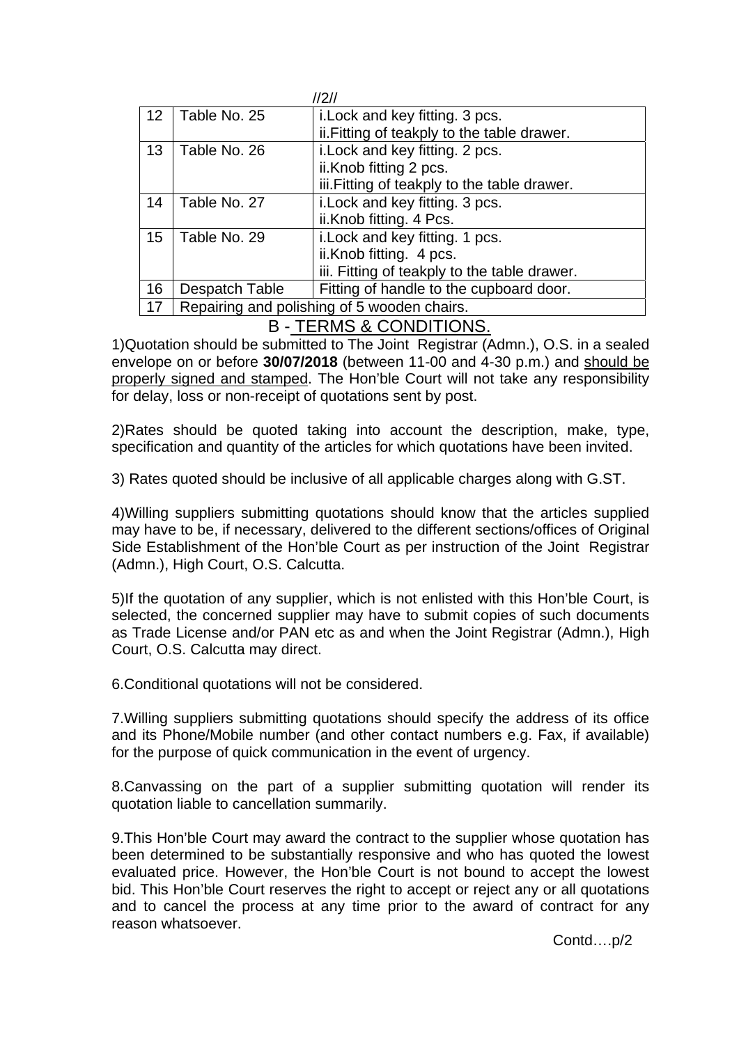| 12 | Table No. 25 | i.Lock and key fitting. 3 pcs.<br>ii.Fitting of teakply to the table drawer. |
|---|---|---|
| 13 | Table No. 26 | i.Lock and key fitting. 2 pcs.<br>ii.Knob fitting 2 pcs.<br>iii.Fitting of teakply to the table drawer. |
| 14 | Table No. 27 | i.Lock and key fitting. 3 pcs.<br>ii.Knob fitting. 4 Pcs. |
| 15 | Table No. 29 | i.Lock and key fitting. 1 pcs.<br>ii.Knob fitting. 4 pcs.<br>iii. Fitting of teakply to the table drawer. |
| 16 | Despatch Table | Fitting of handle to the cupboard door. |
| 17 | Repairing and polishing of 5 wooden chairs. | |

## B - TERMS & CONDITIONS.

1)Quotation should be submitted to The Joint Registrar (Admn.), O.S. in a sealed envelope on or before **30/07/2018** (between 11-00 and 4-30 p.m.) and should be properly signed and stamped. The Hon'ble Court will not take any responsibility for delay, loss or non-receipt of quotations sent by post.

2)Rates should be quoted taking into account the description, make, type, specification and quantity of the articles for which quotations have been invited.

3) Rates quoted should be inclusive of all applicable charges along with G.ST.

4)Willing suppliers submitting quotations should know that the articles supplied may have to be, if necessary, delivered to the different sections/offices of Original Side Establishment of the Hon'ble Court as per instruction of the Joint Registrar (Admn.), High Court, O.S. Calcutta.

5)If the quotation of any supplier, which is not enlisted with this Hon'ble Court, is selected, the concerned supplier may have to submit copies of such documents as Trade License and/or PAN etc as and when the Joint Registrar (Admn.), High Court, O.S. Calcutta may direct.

6.Conditional quotations will not be considered.

7.Willing suppliers submitting quotations should specify the address of its office and its Phone/Mobile number (and other contact numbers e.g. Fax, if available) for the purpose of quick communication in the event of urgency.

8.Canvassing on the part of a supplier submitting quotation will render its quotation liable to cancellation summarily.

9.This Hon'ble Court may award the contract to the supplier whose quotation has been determined to be substantially responsive and who has quoted the lowest evaluated price. However, the Hon'ble Court is not bound to accept the lowest bid. This Hon'ble Court reserves the right to accept or reject any or all quotations and to cancel the process at any time prior to the award of contract for any reason whatsoever.

Contd….p/2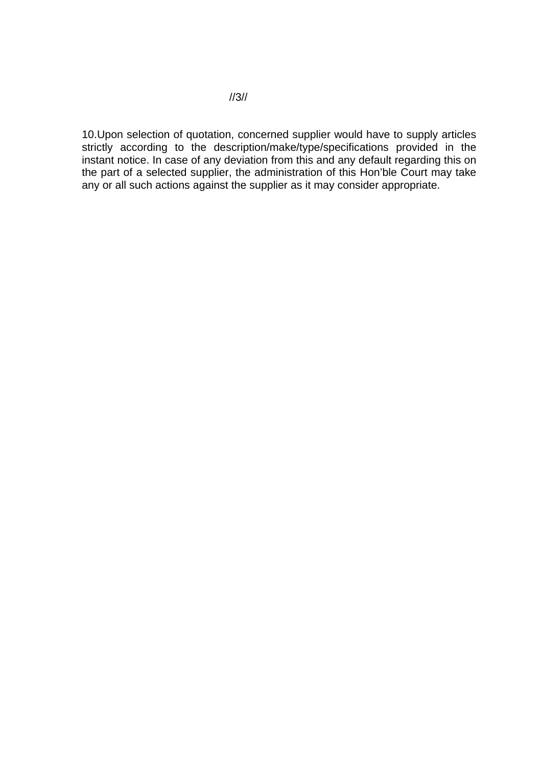10.Upon selection of quotation, concerned supplier would have to supply articles strictly according to the description/make/type/specifications provided in the instant notice. In case of any deviation from this and any default regarding this on the part of a selected supplier, the administration of this Hon'ble Court may take any or all such actions against the supplier as it may consider appropriate.